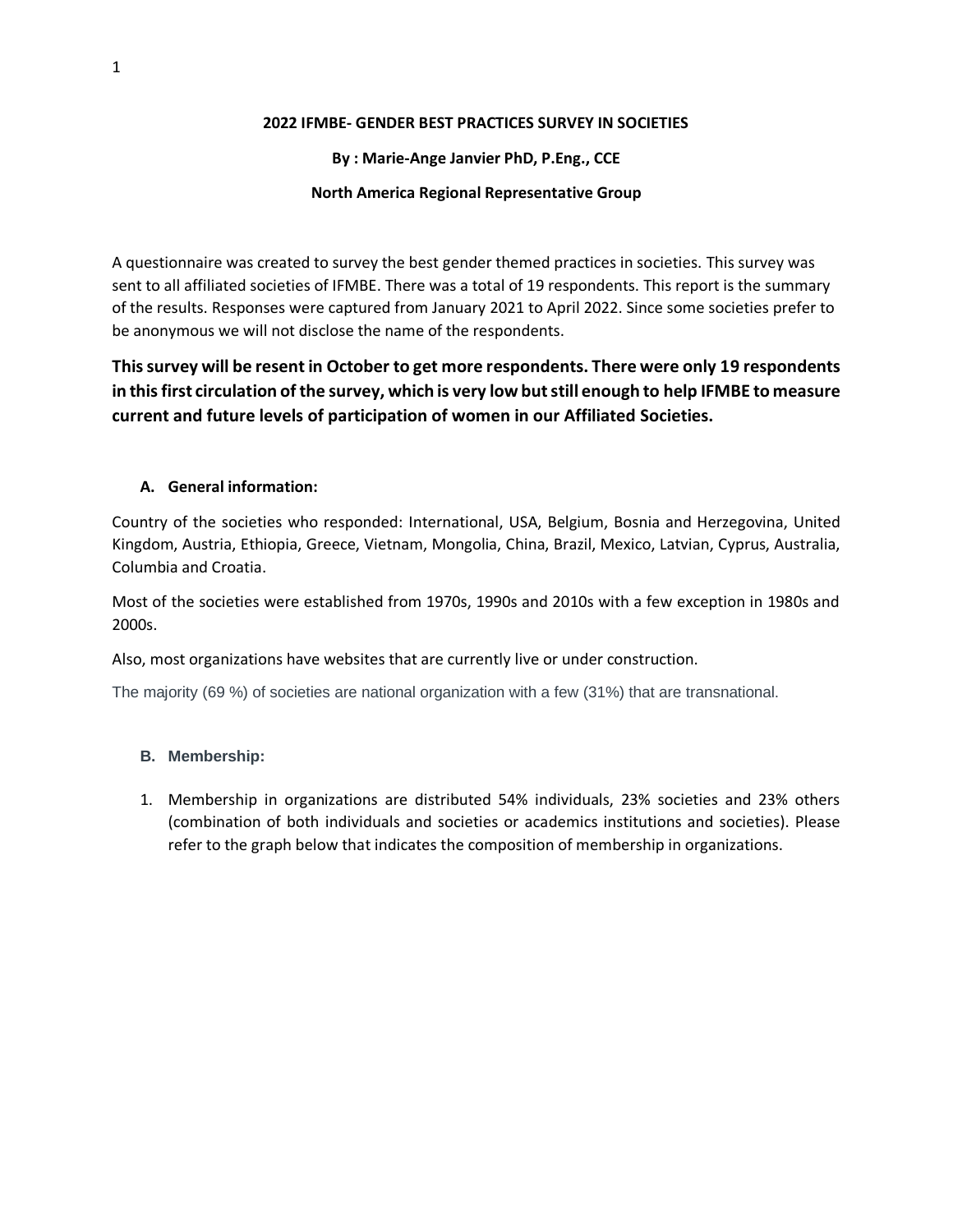**2022 IFMBE- GENDER BEST PRACTICES SURVEY IN SOCIETIES**

**By : Marie-Ange Janvier PhD, P.Eng., CCE**

**North America Regional Representative Group**

A questionnaire was created to survey the best gender themed practices in societies. This survey was sent to all affiliated societies of IFMBE. There was a total of 19 respondents. This report is the summary of the results. Responses were captured from January 2021 to April 2022. Since some societies prefer to be anonymous we will not disclose the name of the respondents.

**This survey will be resent in October to get more respondents. There were only 19 respondents in this first circulation of the survey, which is very low but still enough to help IFMBE to measure current and future levels of participation of women in our Affiliated Societies.**

## A. General information:

Country of the societies who responded: International, USA, Belgium, Bosnia and Herzegovina, United Kingdom, Austria, Ethiopia, Greece, Vietnam, Mongolia, China, Brazil, Mexico, Latvian, Cyprus, Australia, Columbia and Croatia.

Most of the societies were established from 1970s, 1990s and 2010s with a few exception in 1980s and 2000s.

Also, most organizations have websites that are currently live or under construction.

The majority (69 %) of societies are national organization with a few (31%) that are transnational.

## B. Membership:

1. Membership in organizations are distributed 54% individuals, 23% societies and 23% others (combination of both individuals and societies or academics institutions and societies). Please refer to the graph below that indicates the composition of membership in organizations.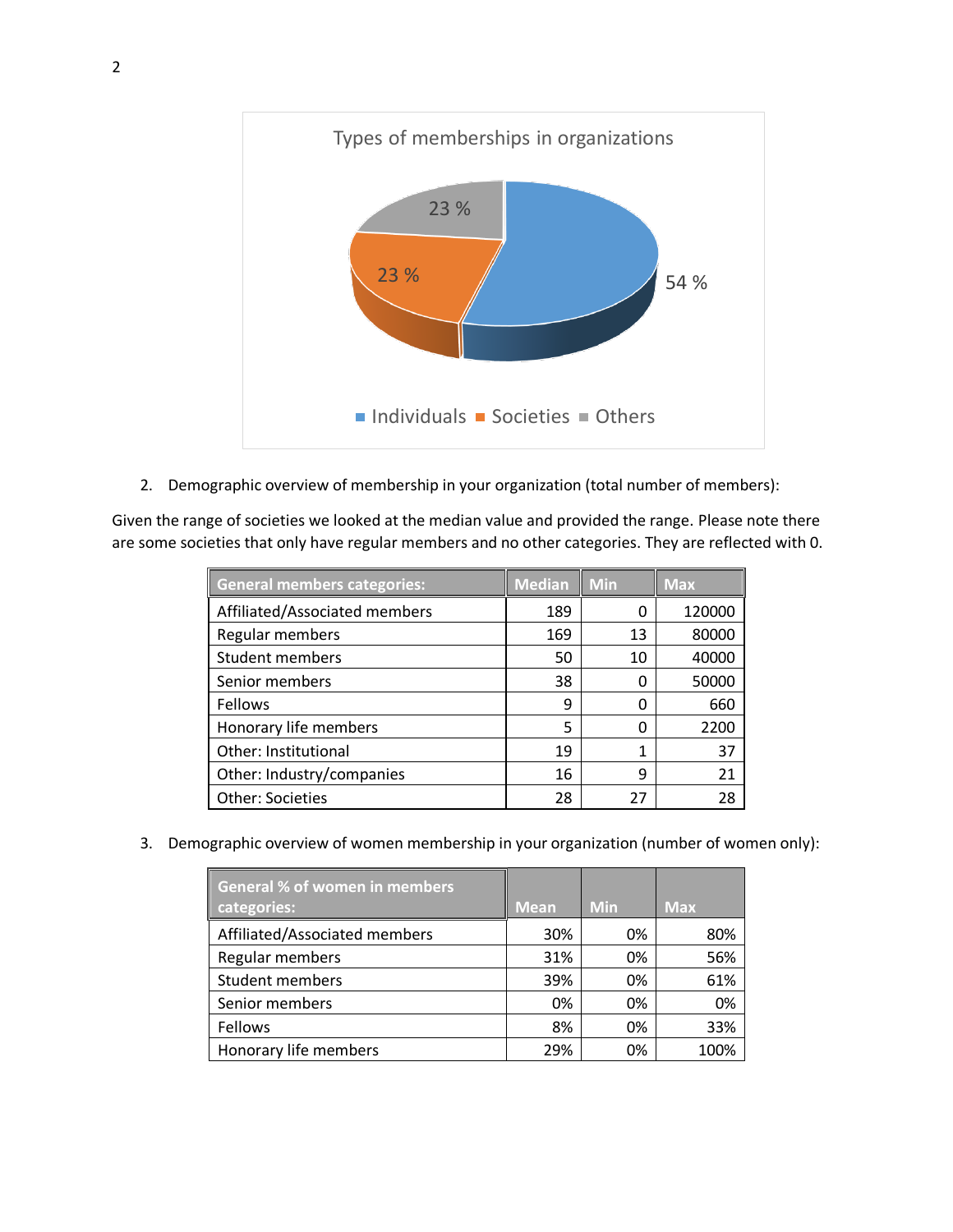Types of memberships in organizations

23 %

23 %

54 %

Individuals Societies Others

2. Demographic overview of membership in your organization (total number of members):

Given the range of societies we looked at the median value and provided the range. Please note there are some societies that only have regular members and no other categories. They are reflected with 0.

| General members categories: | Median | Min | Max |
|---|---|---|---|
| Affiliated/Associated members | 189 | 0 | 120000 |
| Regular members | 169 | 13 | 80000 |
| Student members | 50 | 10 | 40000 |
| Senior members | 38 | 0 | 50000 |
| Fellows | 9 | 0 | 660 |
| Honorary life members | 5 | 0 | 2200 |
| Other: Institutional | 19 | 1 | 37 |
| Other: Industry/companies | 16 | 9 | 21 |
| Other: Societies | 28 | 27 | 28 |

3. Demographic overview of women membership in your organization (number of women only):

| General % of women in members categories: | Mean | Min | Max |
|---|---|---|---|
| Affiliated/Associated members | 30% | 0% | 80% |
| Regular members | 31% | 0% | 56% |
| Student members | 39% | 0% | 61% |
| Senior members | 0% | 0% | 0% |
| Fellows | 8% | 0% | 33% |
| Honorary life members | 29% | 0% | 100% |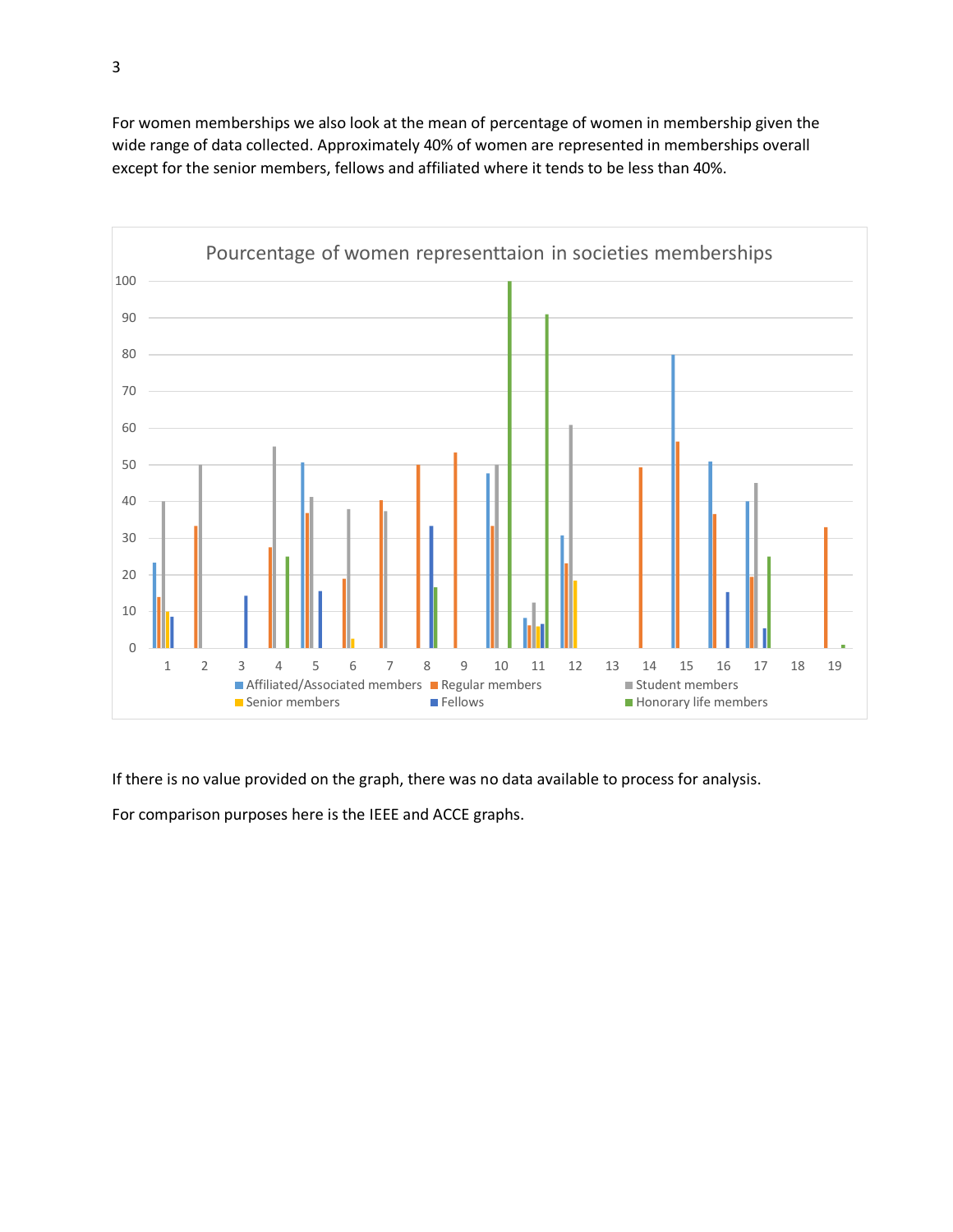For women memberships we also look at the mean of percentage of women in membership given the wide range of data collected. Approximately 40% of women are represented in memberships overall except for the senior members, fellows and affiliated where it tends to be less than 40%.

If there is no value provided on the graph, there was no data available to process for analysis.

For comparison purposes here is the IEEE and ACCE graphs.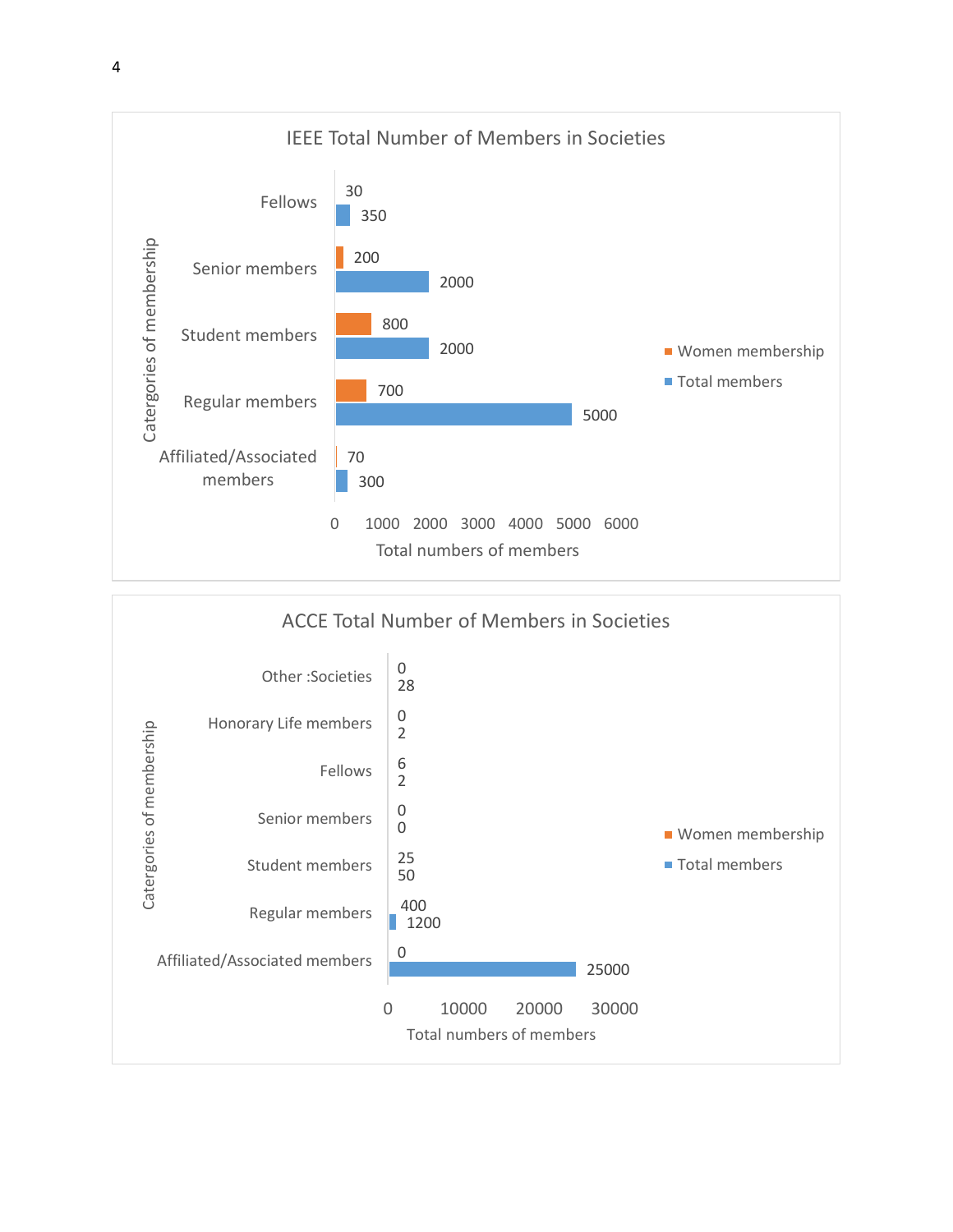## IEEE Total Number of Members in Societies

| Catergories of membership | Women membership | Total members |
| --- | --- | --- |
| Fellows | 30 | 350 |
| Senior members | 200 | 2000 |
| Student members | 800 | 2000 |
| Regular members | 700 | 5000 |
| Affiliated/Associated members | 70 | 300 |

Total numbers of members

## ACCE Total Number of Members in Societies

| Catergories of membership | Women membership | Total members |
| --- | --- | --- |
| Other :Societies | 0 | 28 |
| Honorary Life members | 0 | 2 |
| Fellows | 6 | 2 |
| Senior members | 0 | 0 |
| Student members | 25 | 50 |
| Regular members | 400 | 1200 |
| Affiliated/Associated members | 0 | 25000 |

Total numbers of members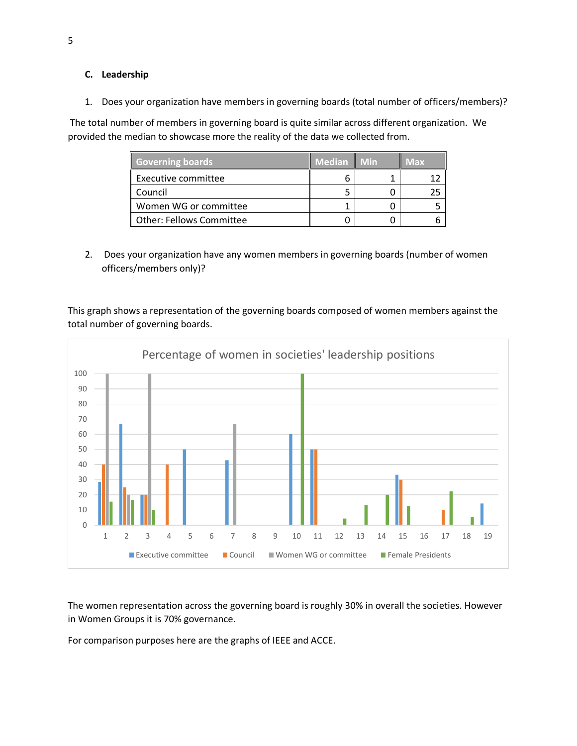## C. Leadership

1. Does your organization have members in governing boards (total number of officers/members)?

The total number of members in governing board is quite similar across different organization. We provided the median to showcase more the reality of the data we collected from.

| Governing boards | Median | Min | Max |
|---|---|---|---|
| Executive committee | 6 | 1 | 12 |
| Council | 5 | 0 | 25 |
| Women WG or committee | 1 | 0 | 5 |
| Other: Fellows Committee | 0 | 0 | 6 |

2. Does your organization have any women members in governing boards (number of women officers/members only)?

This graph shows a representation of the governing boards composed of women members against the total number of governing boards.

Percentage of women in societies' leadership positions

The women representation across the governing board is roughly 30% in overall the societies. However in Women Groups it is 70% governance.

For comparison purposes here are the graphs of IEEE and ACCE.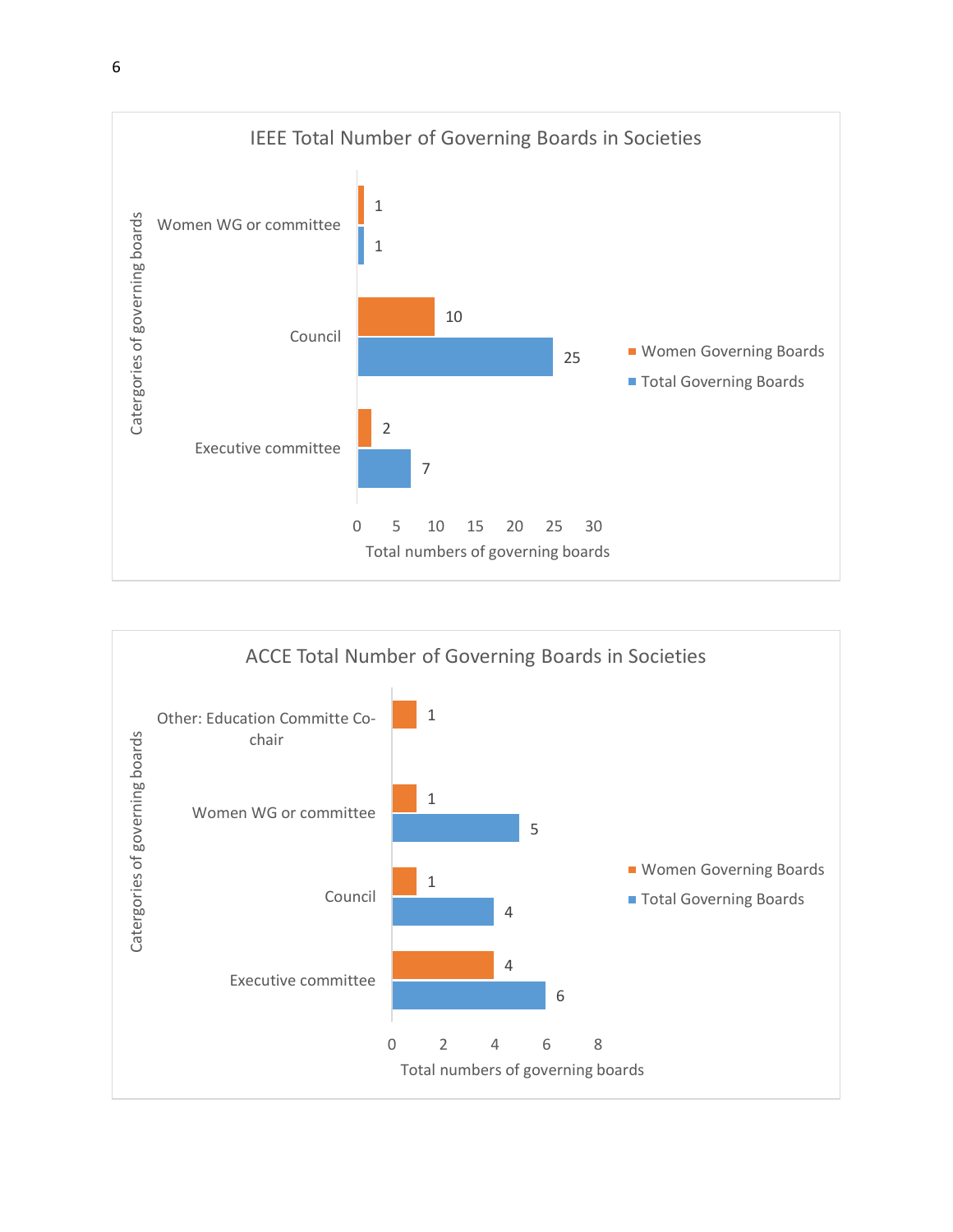**IEEE Total Number of Governing Boards in Societies**

| Catergories of governing boards | Women Governing Boards | Total Governing Boards |
| --- | --- | --- |
| Women WG or committee | 1 | 1 |
| Council | 10 | 25 |
| Executive committee | 2 | 7 |

Total numbers of governing boards

**ACCE Total Number of Governing Boards in Societies**

| Catergories of governing boards | Women Governing Boards | Total Governing Boards |
| --- | --- | --- |
| Other: Education Committe Co-chair | 1 | |
| Women WG or committee | 1 | 5 |
| Council | 1 | 4 |
| Executive committee | 4 | 6 |

Total numbers of governing boards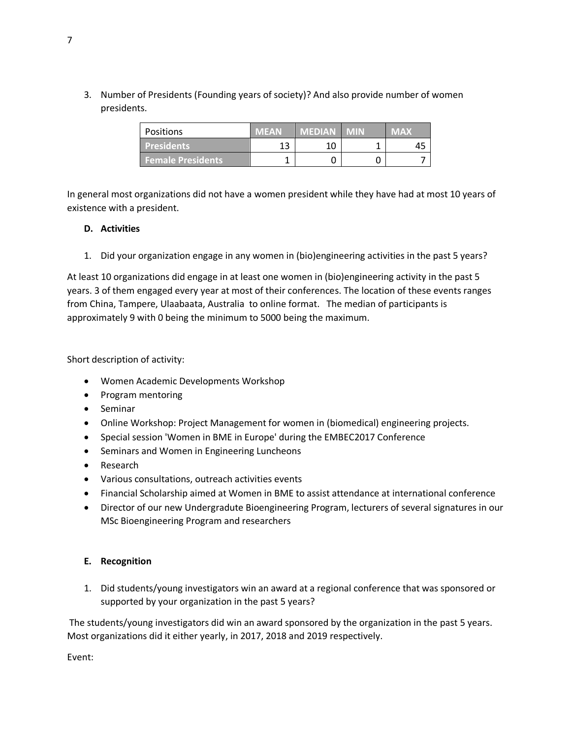3. Number of Presidents (Founding years of society)? And also provide number of women presidents.

| Positions | MEAN | MEDIAN | MIN | MAX |
|---|---|---|---|---|
| **Presidents** | 13 | 10 | 1 | 45 |
| **Female Presidents** | 1 | 0 | 0 | 7 |

In general most organizations did not have a women president while they have had at most 10 years of existence with a president.

**D. Activities**

1. Did your organization engage in any women in (bio)engineering activities in the past 5 years?

At least 10 organizations did engage in at least one women in (bio)engineering activity in the past 5 years. 3 of them engaged every year at most of their conferences. The location of these events ranges from China, Tampere, Ulaabaata, Australia  to online format.   The median of participants is approximately 9 with 0 being the minimum to 5000 being the maximum.

Short description of activity:

- Women Academic Developments Workshop
- Program mentoring
- Seminar
- Online Workshop: Project Management for women in (biomedical) engineering projects.
- Special session 'Women in BME in Europe' during the EMBEC2017 Conference
- Seminars and Women in Engineering Luncheons
- Research
- Various consultations, outreach activities events
- Financial Scholarship aimed at Women in BME to assist attendance at international conference
- Director of our new Undergradute Bioengineering Program, lecturers of several signatures in our MSc Bioengineering Program and researchers

**E. Recognition**

1. Did students/young investigators win an award at a regional conference that was sponsored or supported by your organization in the past 5 years?

The students/young investigators did win an award sponsored by the organization in the past 5 years. Most organizations did it either yearly, in 2017, 2018 and 2019 respectively.

Event: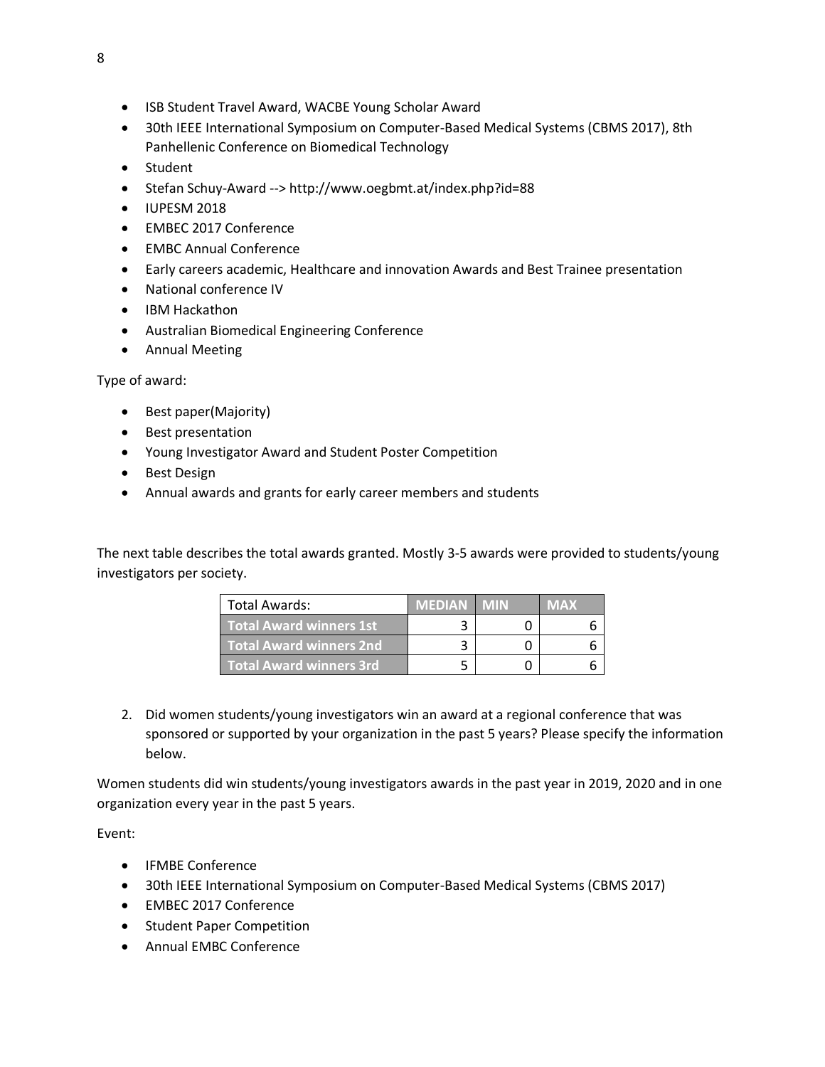- ISB Student Travel Award, WACBE Young Scholar Award
- 30th IEEE International Symposium on Computer-Based Medical Systems (CBMS 2017), 8th Panhellenic Conference on Biomedical Technology
- Student
- Stefan Schuy-Award --> http://www.oegbmt.at/index.php?id=88
- IUPESM 2018
- EMBEC 2017 Conference
- EMBC Annual Conference
- Early careers academic, Healthcare and innovation Awards and Best Trainee presentation
- National conference IV
- IBM Hackathon
- Australian Biomedical Engineering Conference
- Annual Meeting

Type of award:

- Best paper(Majority)
- Best presentation
- Young Investigator Award and Student Poster Competition
- Best Design
- Annual awards and grants for early career members and students

The next table describes the total awards granted. Mostly 3-5 awards were provided to students/young investigators per society.

| Total Awards: | MEDIAN | MIN | MAX |
|---|---|---|---|
| **Total Award winners 1st** | 3 | 0 | 6 |
| **Total Award winners 2nd** | 3 | 0 | 6 |
| **Total Award winners 3rd** | 5 | 0 | 6 |

2. Did women students/young investigators win an award at a regional conference that was sponsored or supported by your organization in the past 5 years? Please specify the information below.

Women students did win students/young investigators awards in the past year in 2019, 2020 and in one organization every year in the past 5 years.

Event:

- IFMBE Conference
- 30th IEEE International Symposium on Computer-Based Medical Systems (CBMS 2017)
- EMBEC 2017 Conference
- Student Paper Competition
- Annual EMBC Conference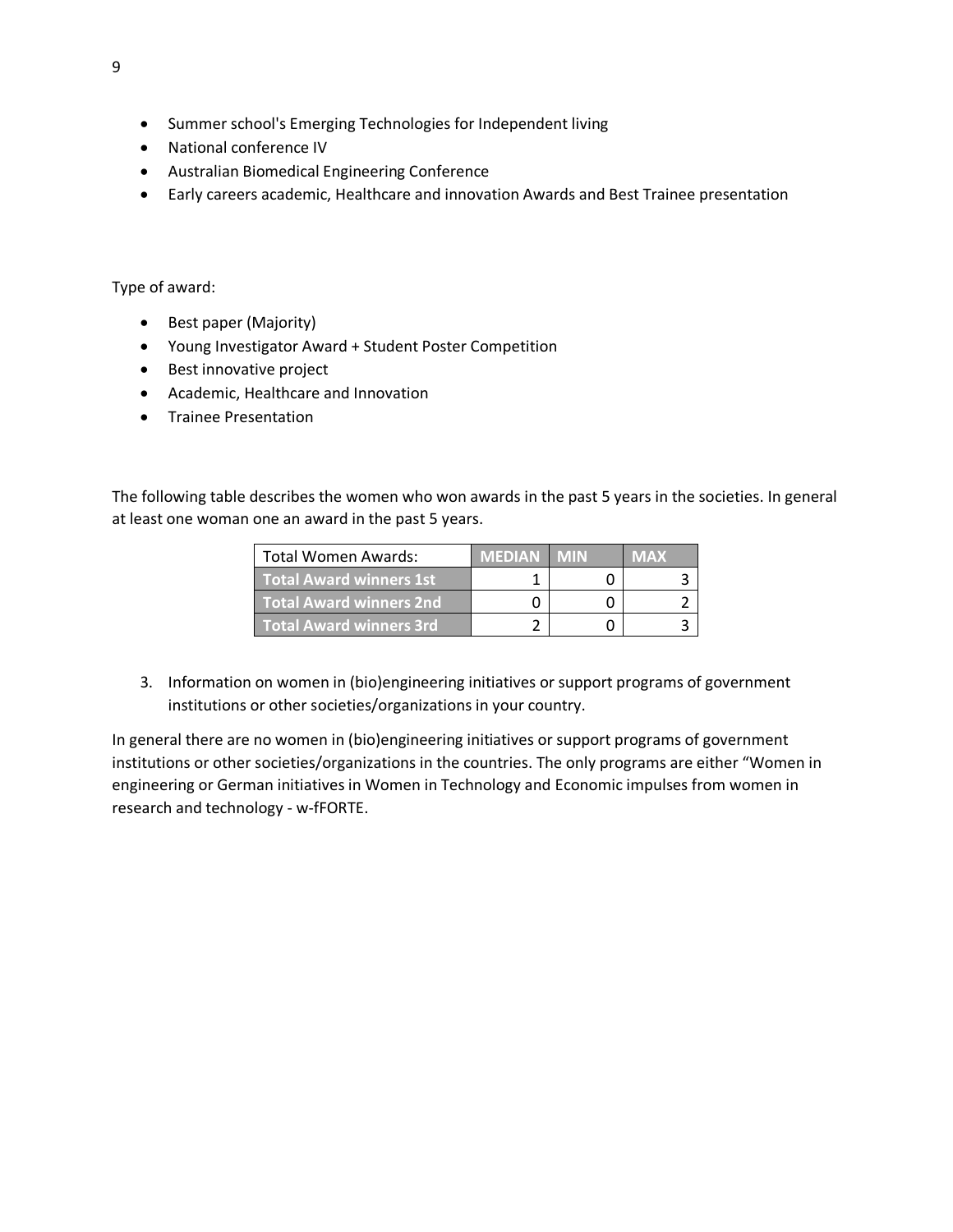- Summer school's Emerging Technologies for Independent living
- National conference IV
- Australian Biomedical Engineering Conference
- Early careers academic, Healthcare and innovation Awards and Best Trainee presentation

Type of award:

- Best paper (Majority)
- Young Investigator Award + Student Poster Competition
- Best innovative project
- Academic, Healthcare and Innovation
- Trainee Presentation

The following table describes the women who won awards in the past 5 years in the societies. In general at least one woman one an award in the past 5 years.

| Total Women Awards: | MEDIAN | MIN | MAX |
| --- | --- | --- | --- |
| **Total Award winners 1st** | 1 | 0 | 3 |
| **Total Award winners 2nd** | 0 | 0 | 2 |
| **Total Award winners 3rd** | 2 | 0 | 3 |

3. Information on women in (bio)engineering initiatives or support programs of government institutions or other societies/organizations in your country.

In general there are no women in (bio)engineering initiatives or support programs of government institutions or other societies/organizations in the countries. The only programs are either "Women in engineering or German initiatives in Women in Technology and Economic impulses from women in research and technology - w-fFORTE.